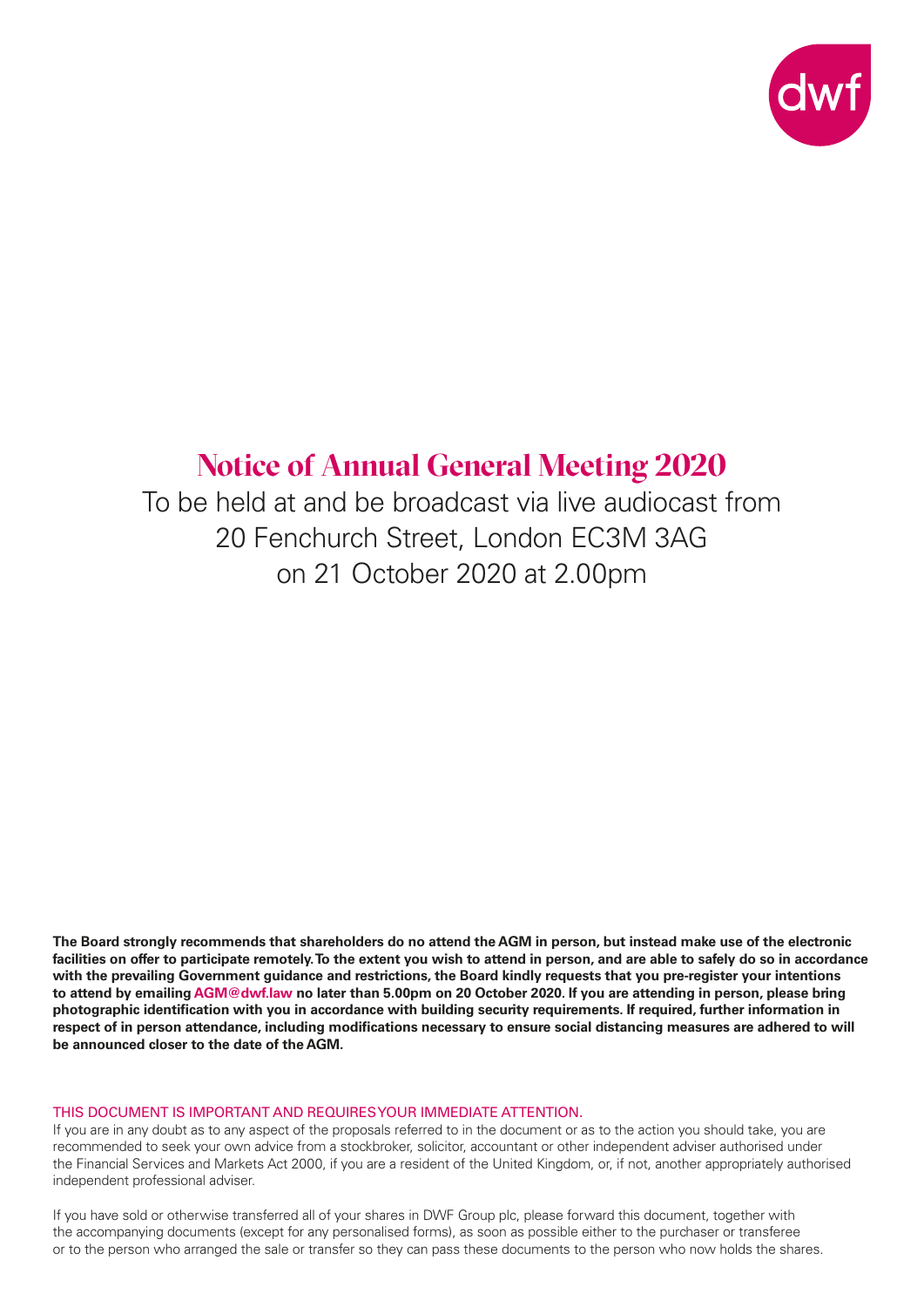# Notice of Annual General Meeting 2020

To be held at and be broadcast via live audiocast from
20 Fenchurch Street, London EC3M 3AG
on 21 October 2020 at 2.00pm

**The Board strongly recommends that shareholders do no attend the AGM in person, but instead make use of the electronic facilities on offer to participate remotely. To the extent you wish to attend in person, and are able to safely do so in accordance with the prevailing Government guidance and restrictions, the Board kindly requests that you pre-register your intentions to attend by emailing AGM@dwf.law no later than 5.00pm on 20 October 2020. If you are attending in person, please bring photographic identification with you in accordance with building security requirements. If required, further information in respect of in person attendance, including modifications necessary to ensure social distancing measures are adhered to will be announced closer to the date of the AGM.**

THIS DOCUMENT IS IMPORTANT AND REQUIRES YOUR IMMEDIATE ATTENTION.

If you are in any doubt as to any aspect of the proposals referred to in the document or as to the action you should take, you are recommended to seek your own advice from a stockbroker, solicitor, accountant or other independent adviser authorised under the Financial Services and Markets Act 2000, if you are a resident of the United Kingdom, or, if not, another appropriately authorised independent professional adviser.

If you have sold or otherwise transferred all of your shares in DWF Group plc, please forward this document, together with the accompanying documents (except for any personalised forms), as soon as possible either to the purchaser or transferee or to the person who arranged the sale or transfer so they can pass these documents to the person who now holds the shares.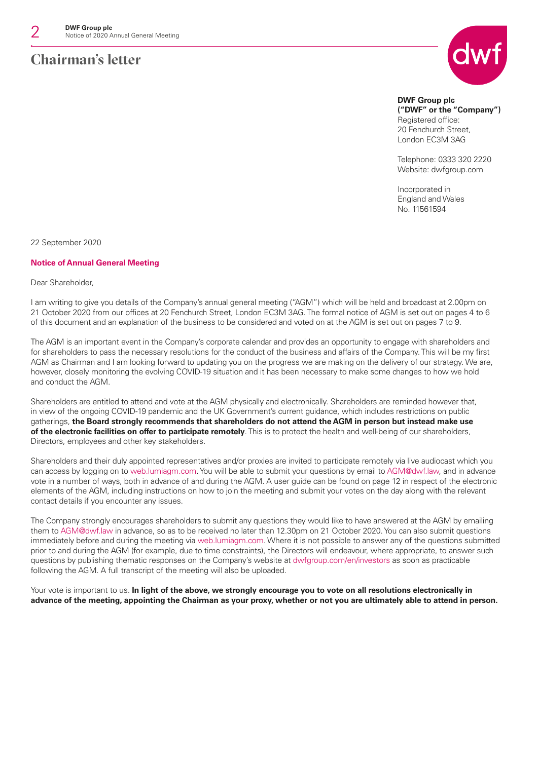# Chairman's letter

**DWF Group plc**
**("DWF" or the "Company")**
Registered office:
20 Fenchurch Street,
London EC3M 3AG

Telephone: 0333 320 2220
Website: dwfgroup.com

Incorporated in
England and Wales
No. 11561594

22 September 2020

**Notice of Annual General Meeting**

Dear Shareholder,

I am writing to give you details of the Company's annual general meeting ("AGM") which will be held and broadcast at 2.00pm on 21 October 2020 from our offices at 20 Fenchurch Street, London EC3M 3AG. The formal notice of AGM is set out on pages 4 to 6 of this document and an explanation of the business to be considered and voted on at the AGM is set out on pages 7 to 9.

The AGM is an important event in the Company's corporate calendar and provides an opportunity to engage with shareholders and for shareholders to pass the necessary resolutions for the conduct of the business and affairs of the Company. This will be my first AGM as Chairman and I am looking forward to updating you on the progress we are making on the delivery of our strategy. We are, however, closely monitoring the evolving COVID-19 situation and it has been necessary to make some changes to how we hold and conduct the AGM.

Shareholders are entitled to attend and vote at the AGM physically and electronically. Shareholders are reminded however that, in view of the ongoing COVID-19 pandemic and the UK Government's current guidance, which includes restrictions on public gatherings, **the Board strongly recommends that shareholders do not attend the AGM in person but instead make use of the electronic facilities on offer to participate remotely**. This is to protect the health and well-being of our shareholders, Directors, employees and other key stakeholders.

Shareholders and their duly appointed representatives and/or proxies are invited to participate remotely via live audiocast which you can access by logging on to web.lumiagm.com. You will be able to submit your questions by email to AGM@dwf.law, and in advance vote in a number of ways, both in advance of and during the AGM. A user guide can be found on page 12 in respect of the electronic elements of the AGM, including instructions on how to join the meeting and submit your votes on the day along with the relevant contact details if you encounter any issues.

The Company strongly encourages shareholders to submit any questions they would like to have answered at the AGM by emailing them to AGM@dwf.law in advance, so as to be received no later than 12.30pm on 21 October 2020. You can also submit questions immediately before and during the meeting via web.lumiagm.com. Where it is not possible to answer any of the questions submitted prior to and during the AGM (for example, due to time constraints), the Directors will endeavour, where appropriate, to answer such questions by publishing thematic responses on the Company's website at dwfgroup.com/en/investors as soon as practicable following the AGM. A full transcript of the meeting will also be uploaded.

Your vote is important to us. **In light of the above, we strongly encourage you to vote on all resolutions electronically in advance of the meeting, appointing the Chairman as your proxy, whether or not you are ultimately able to attend in person.**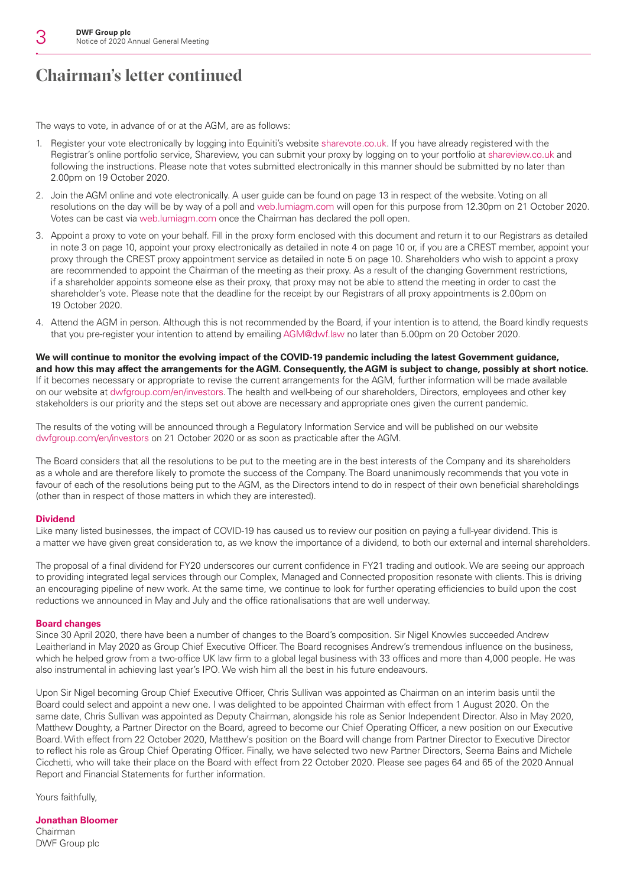# Chairman's letter continued

The ways to vote, in advance of or at the AGM, are as follows:

1. Register your vote electronically by logging into Equiniti's website sharevote.co.uk. If you have already registered with the Registrar's online portfolio service, Shareview, you can submit your proxy by logging on to your portfolio at shareview.co.uk and following the instructions. Please note that votes submitted electronically in this manner should be submitted by no later than 2.00pm on 19 October 2020.
2. Join the AGM online and vote electronically. A user guide can be found on page 13 in respect of the website. Voting on all resolutions on the day will be by way of a poll and web.lumiagm.com will open for this purpose from 12.30pm on 21 October 2020. Votes can be cast via web.lumiagm.com once the Chairman has declared the poll open.
3. Appoint a proxy to vote on your behalf. Fill in the proxy form enclosed with this document and return it to our Registrars as detailed in note 3 on page 10, appoint your proxy electronically as detailed in note 4 on page 10 or, if you are a CREST member, appoint your proxy through the CREST proxy appointment service as detailed in note 5 on page 10. Shareholders who wish to appoint a proxy are recommended to appoint the Chairman of the meeting as their proxy. As a result of the changing Government restrictions, if a shareholder appoints someone else as their proxy, that proxy may not be able to attend the meeting in order to cast the shareholder's vote. Please note that the deadline for the receipt by our Registrars of all proxy appointments is 2.00pm on 19 October 2020.
4. Attend the AGM in person. Although this is not recommended by the Board, if your intention is to attend, the Board kindly requests that you pre-register your intention to attend by emailing AGM@dwf.law no later than 5.00pm on 20 October 2020.

**We will continue to monitor the evolving impact of the COVID-19 pandemic including the latest Government guidance, and how this may affect the arrangements for the AGM. Consequently, the AGM is subject to change, possibly at short notice.** If it becomes necessary or appropriate to revise the current arrangements for the AGM, further information will be made available on our website at dwfgroup.com/en/investors. The health and well-being of our shareholders, Directors, employees and other key stakeholders is our priority and the steps set out above are necessary and appropriate ones given the current pandemic.

The results of the voting will be announced through a Regulatory Information Service and will be published on our website dwfgroup.com/en/investors on 21 October 2020 or as soon as practicable after the AGM.

The Board considers that all the resolutions to be put to the meeting are in the best interests of the Company and its shareholders as a whole and are therefore likely to promote the success of the Company. The Board unanimously recommends that you vote in favour of each of the resolutions being put to the AGM, as the Directors intend to do in respect of their own beneficial shareholdings (other than in respect of those matters in which they are interested).

## Dividend

Like many listed businesses, the impact of COVID-19 has caused us to review our position on paying a full-year dividend. This is a matter we have given great consideration to, as we know the importance of a dividend, to both our external and internal shareholders.

The proposal of a final dividend for FY20 underscores our current confidence in FY21 trading and outlook. We are seeing our approach to providing integrated legal services through our Complex, Managed and Connected proposition resonate with clients. This is driving an encouraging pipeline of new work. At the same time, we continue to look for further operating efficiencies to build upon the cost reductions we announced in May and July and the office rationalisations that are well underway.

## Board changes

Since 30 April 2020, there have been a number of changes to the Board's composition. Sir Nigel Knowles succeeded Andrew Leaitherland in May 2020 as Group Chief Executive Officer. The Board recognises Andrew's tremendous influence on the business, which he helped grow from a two-office UK law firm to a global legal business with 33 offices and more than 4,000 people. He was also instrumental in achieving last year's IPO. We wish him all the best in his future endeavours.

Upon Sir Nigel becoming Group Chief Executive Officer, Chris Sullivan was appointed as Chairman on an interim basis until the Board could select and appoint a new one. I was delighted to be appointed Chairman with effect from 1 August 2020. On the same date, Chris Sullivan was appointed as Deputy Chairman, alongside his role as Senior Independent Director. Also in May 2020, Matthew Doughty, a Partner Director on the Board, agreed to become our Chief Operating Officer, a new position on our Executive Board. With effect from 22 October 2020, Matthew's position on the Board will change from Partner Director to Executive Director to reflect his role as Group Chief Operating Officer. Finally, we have selected two new Partner Directors, Seema Bains and Michele Cicchetti, who will take their place on the Board with effect from 22 October 2020. Please see pages 64 and 65 of the 2020 Annual Report and Financial Statements for further information.

Yours faithfully,

**Jonathan Bloomer**
Chairman
DWF Group plc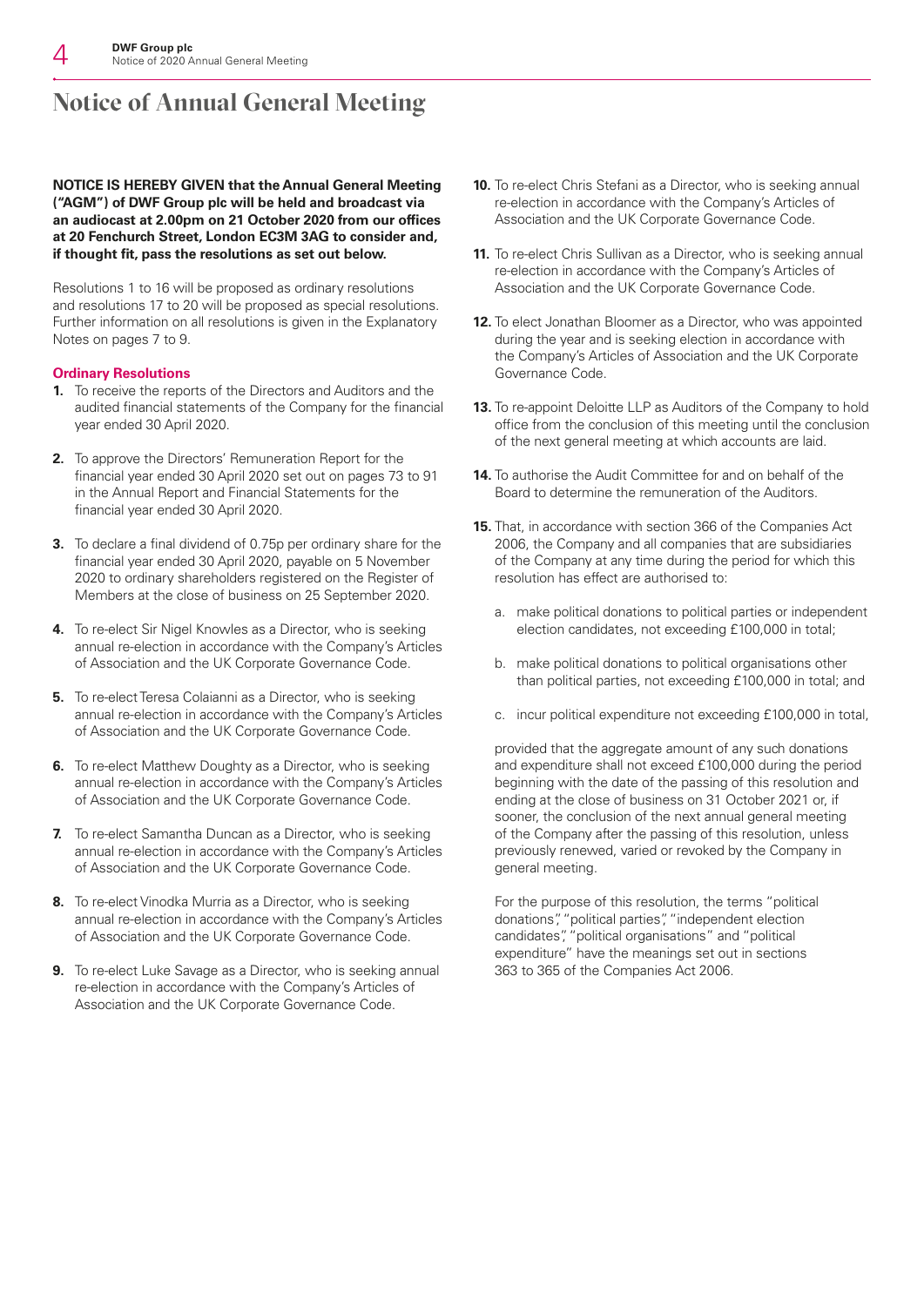# Notice of Annual General Meeting

**NOTICE IS HEREBY GIVEN that the Annual General Meeting ("AGM") of DWF Group plc will be held and broadcast via an audiocast at 2.00pm on 21 October 2020 from our offices at 20 Fenchurch Street, London EC3M 3AG to consider and, if thought fit, pass the resolutions as set out below.**

Resolutions 1 to 16 will be proposed as ordinary resolutions and resolutions 17 to 20 will be proposed as special resolutions. Further information on all resolutions is given in the Explanatory Notes on pages 7 to 9.

## Ordinary Resolutions

**1.** To receive the reports of the Directors and Auditors and the audited financial statements of the Company for the financial year ended 30 April 2020.

**2.** To approve the Directors' Remuneration Report for the financial year ended 30 April 2020 set out on pages 73 to 91 in the Annual Report and Financial Statements for the financial year ended 30 April 2020.

**3.** To declare a final dividend of 0.75p per ordinary share for the financial year ended 30 April 2020, payable on 5 November 2020 to ordinary shareholders registered on the Register of Members at the close of business on 25 September 2020.

**4.** To re-elect Sir Nigel Knowles as a Director, who is seeking annual re-election in accordance with the Company's Articles of Association and the UK Corporate Governance Code.

**5.** To re-elect Teresa Colaianni as a Director, who is seeking annual re-election in accordance with the Company's Articles of Association and the UK Corporate Governance Code.

**6.** To re-elect Matthew Doughty as a Director, who is seeking annual re-election in accordance with the Company's Articles of Association and the UK Corporate Governance Code.

**7.** To re-elect Samantha Duncan as a Director, who is seeking annual re-election in accordance with the Company's Articles of Association and the UK Corporate Governance Code.

**8.** To re-elect Vinodka Murria as a Director, who is seeking annual re-election in accordance with the Company's Articles of Association and the UK Corporate Governance Code.

**9.** To re-elect Luke Savage as a Director, who is seeking annual re-election in accordance with the Company's Articles of Association and the UK Corporate Governance Code.

**10.** To re-elect Chris Stefani as a Director, who is seeking annual re-election in accordance with the Company's Articles of Association and the UK Corporate Governance Code.

**11.** To re-elect Chris Sullivan as a Director, who is seeking annual re-election in accordance with the Company's Articles of Association and the UK Corporate Governance Code.

**12.** To elect Jonathan Bloomer as a Director, who was appointed during the year and is seeking election in accordance with the Company's Articles of Association and the UK Corporate Governance Code.

**13.** To re-appoint Deloitte LLP as Auditors of the Company to hold office from the conclusion of this meeting until the conclusion of the next general meeting at which accounts are laid.

**14.** To authorise the Audit Committee for and on behalf of the Board to determine the remuneration of the Auditors.

**15.** That, in accordance with section 366 of the Companies Act 2006, the Company and all companies that are subsidiaries of the Company at any time during the period for which this resolution has effect are authorised to:

a. make political donations to political parties or independent election candidates, not exceeding £100,000 in total;

b. make political donations to political organisations other than political parties, not exceeding £100,000 in total; and

c. incur political expenditure not exceeding £100,000 in total,

provided that the aggregate amount of any such donations and expenditure shall not exceed £100,000 during the period beginning with the date of the passing of this resolution and ending at the close of business on 31 October 2021 or, if sooner, the conclusion of the next annual general meeting of the Company after the passing of this resolution, unless previously renewed, varied or revoked by the Company in general meeting.

For the purpose of this resolution, the terms "political donations", "political parties", "independent election candidates", "political organisations" and "political expenditure" have the meanings set out in sections 363 to 365 of the Companies Act 2006.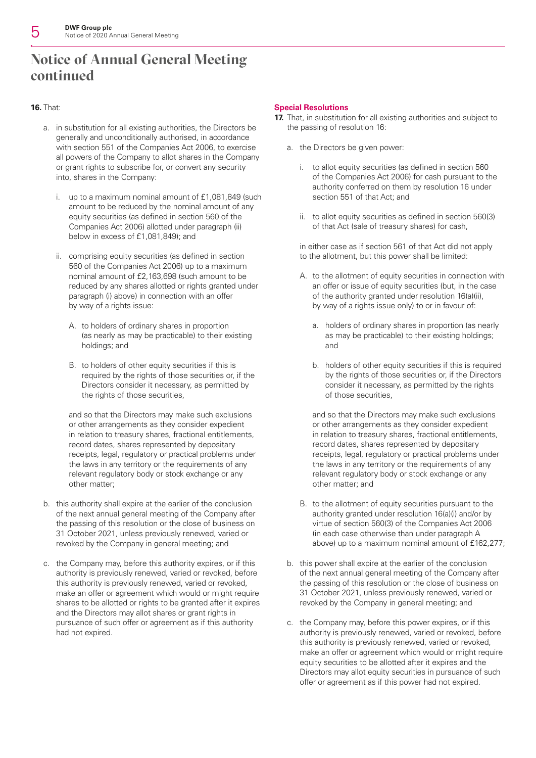# Notice of Annual General Meeting continued

**16.** That:

a. in substitution for all existing authorities, the Directors be generally and unconditionally authorised, in accordance with section 551 of the Companies Act 2006, to exercise all powers of the Company to allot shares in the Company or grant rights to subscribe for, or convert any security into, shares in the Company:

   i. up to a maximum nominal amount of £1,081,849 (such amount to be reduced by the nominal amount of any equity securities (as defined in section 560 of the Companies Act 2006) allotted under paragraph (ii) below in excess of £1,081,849); and

   ii. comprising equity securities (as defined in section 560 of the Companies Act 2006) up to a maximum nominal amount of £2,163,698 (such amount to be reduced by any shares allotted or rights granted under paragraph (i) above) in connection with an offer by way of a rights issue:

      A. to holders of ordinary shares in proportion (as nearly as may be practicable) to their existing holdings; and

      B. to holders of other equity securities if this is required by the rights of those securities or, if the Directors consider it necessary, as permitted by the rights of those securities,

   and so that the Directors may make such exclusions or other arrangements as they consider expedient in relation to treasury shares, fractional entitlements, record dates, shares represented by depositary receipts, legal, regulatory or practical problems under the laws in any territory or the requirements of any relevant regulatory body or stock exchange or any other matter;

b. this authority shall expire at the earlier of the conclusion of the next annual general meeting of the Company after the passing of this resolution or the close of business on 31 October 2021, unless previously renewed, varied or revoked by the Company in general meeting; and

c. the Company may, before this authority expires, or if this authority is previously renewed, varied or revoked, before this authority is previously renewed, varied or revoked, make an offer or agreement which would or might require shares to be allotted or rights to be granted after it expires and the Directors may allot shares or grant rights in pursuance of such offer or agreement as if this authority had not expired.

## Special Resolutions

**17.** That, in substitution for all existing authorities and subject to the passing of resolution 16:

a. the Directors be given power:

   i. to allot equity securities (as defined in section 560 of the Companies Act 2006) for cash pursuant to the authority conferred on them by resolution 16 under section 551 of that Act; and

   ii. to allot equity securities as defined in section 560(3) of that Act (sale of treasury shares) for cash,

   in either case as if section 561 of that Act did not apply to the allotment, but this power shall be limited:

   A. to the allotment of equity securities in connection with an offer or issue of equity securities (but, in the case of the authority granted under resolution 16(a)(ii), by way of a rights issue only) to or in favour of:

      a. holders of ordinary shares in proportion (as nearly as may be practicable) to their existing holdings; and

      b. holders of other equity securities if this is required by the rights of those securities or, if the Directors consider it necessary, as permitted by the rights of those securities,

   and so that the Directors may make such exclusions or other arrangements as they consider expedient in relation to treasury shares, fractional entitlements, record dates, shares represented by depositary receipts, legal, regulatory or practical problems under the laws in any territory or the requirements of any relevant regulatory body or stock exchange or any other matter; and

   B. to the allotment of equity securities pursuant to the authority granted under resolution 16(a)(i) and/or by virtue of section 560(3) of the Companies Act 2006 (in each case otherwise than under paragraph A above) up to a maximum nominal amount of £162,277;

b. this power shall expire at the earlier of the conclusion of the next annual general meeting of the Company after the passing of this resolution or the close of business on 31 October 2021, unless previously renewed, varied or revoked by the Company in general meeting; and

c. the Company may, before this power expires, or if this authority is previously renewed, varied or revoked, before this authority is previously renewed, varied or revoked, make an offer or agreement which would or might require equity securities to be allotted after it expires and the Directors may allot equity securities in pursuance of such offer or agreement as if this power had not expired.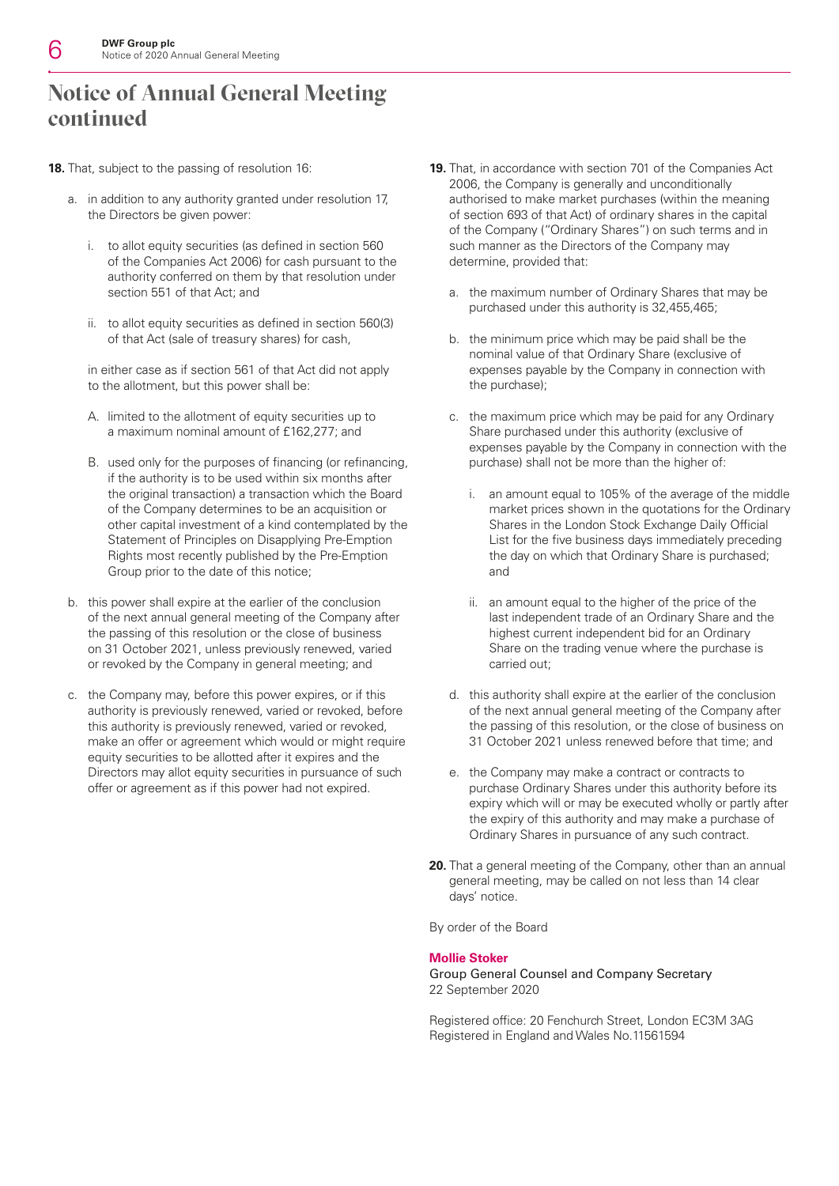# Notice of Annual General Meeting continued

**18.** That, subject to the passing of resolution 16:

a. in addition to any authority granted under resolution 17, the Directors be given power:

   i. to allot equity securities (as defined in section 560 of the Companies Act 2006) for cash pursuant to the authority conferred on them by that resolution under section 551 of that Act; and

   ii. to allot equity securities as defined in section 560(3) of that Act (sale of treasury shares) for cash,

   in either case as if section 561 of that Act did not apply to the allotment, but this power shall be:

   A. limited to the allotment of equity securities up to a maximum nominal amount of £162,277; and

   B. used only for the purposes of financing (or refinancing, if the authority is to be used within six months after the original transaction) a transaction which the Board of the Company determines to be an acquisition or other capital investment of a kind contemplated by the Statement of Principles on Disapplying Pre-Emption Rights most recently published by the Pre-Emption Group prior to the date of this notice;

b. this power shall expire at the earlier of the conclusion of the next annual general meeting of the Company after the passing of this resolution or the close of business on 31 October 2021, unless previously renewed, varied or revoked by the Company in general meeting; and

c. the Company may, before this power expires, or if this authority is previously renewed, varied or revoked, before this authority is previously renewed, varied or revoked, make an offer or agreement which would or might require equity securities to be allotted after it expires and the Directors may allot equity securities in pursuance of such offer or agreement as if this power had not expired.

**19.** That, in accordance with section 701 of the Companies Act 2006, the Company is generally and unconditionally authorised to make market purchases (within the meaning of section 693 of that Act) of ordinary shares in the capital of the Company ("Ordinary Shares") on such terms and in such manner as the Directors of the Company may determine, provided that:

a. the maximum number of Ordinary Shares that may be purchased under this authority is 32,455,465;

b. the minimum price which may be paid shall be the nominal value of that Ordinary Share (exclusive of expenses payable by the Company in connection with the purchase);

c. the maximum price which may be paid for any Ordinary Share purchased under this authority (exclusive of expenses payable by the Company in connection with the purchase) shall not be more than the higher of:

   i. an amount equal to 105% of the average of the middle market prices shown in the quotations for the Ordinary Shares in the London Stock Exchange Daily Official List for the five business days immediately preceding the day on which that Ordinary Share is purchased; and

   ii. an amount equal to the higher of the price of the last independent trade of an Ordinary Share and the highest current independent bid for an Ordinary Share on the trading venue where the purchase is carried out;

d. this authority shall expire at the earlier of the conclusion of the next annual general meeting of the Company after the passing of this resolution, or the close of business on 31 October 2021 unless renewed before that time; and

e. the Company may make a contract or contracts to purchase Ordinary Shares under this authority before its expiry which will or may be executed wholly or partly after the expiry of this authority and may make a purchase of Ordinary Shares in pursuance of any such contract.

**20.** That a general meeting of the Company, other than an annual general meeting, may be called on not less than 14 clear days' notice.

By order of the Board

**Mollie Stoker**
Group General Counsel and Company Secretary
22 September 2020

Registered office: 20 Fenchurch Street, London EC3M 3AG
Registered in England and Wales No.11561594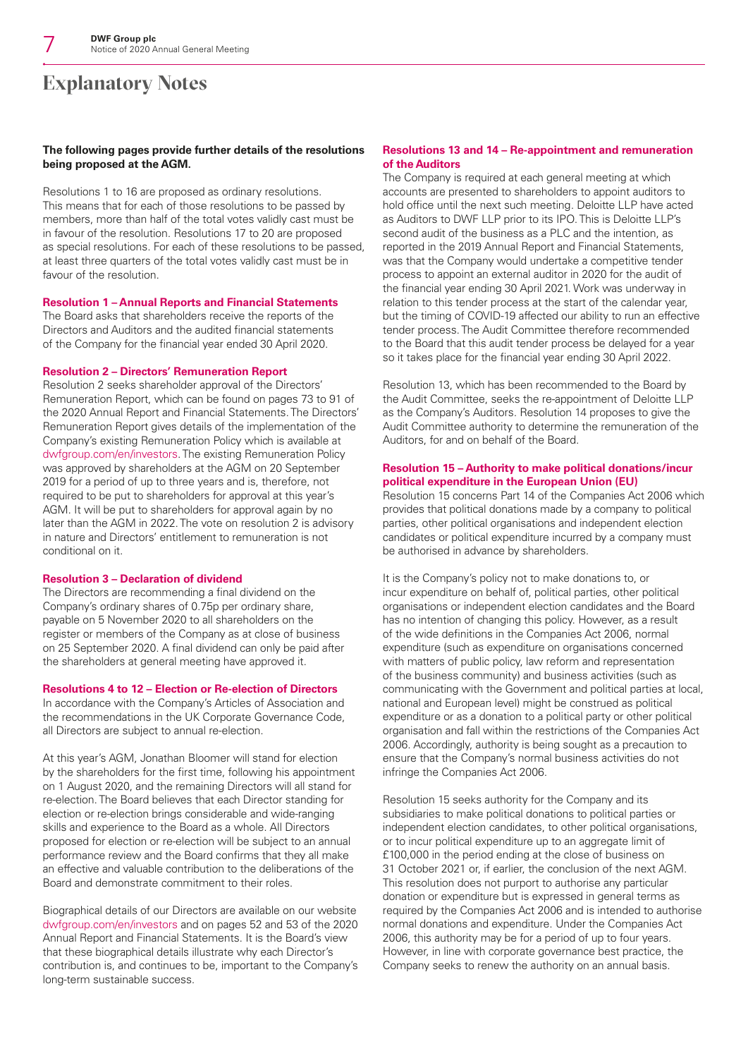# Explanatory Notes

**The following pages provide further details of the resolutions being proposed at the AGM.**

Resolutions 1 to 16 are proposed as ordinary resolutions. This means that for each of those resolutions to be passed by members, more than half of the total votes validly cast must be in favour of the resolution. Resolutions 17 to 20 are proposed as special resolutions. For each of these resolutions to be passed, at least three quarters of the total votes validly cast must be in favour of the resolution.

### Resolution 1 – Annual Reports and Financial Statements

The Board asks that shareholders receive the reports of the Directors and Auditors and the audited financial statements of the Company for the financial year ended 30 April 2020.

### Resolution 2 – Directors' Remuneration Report

Resolution 2 seeks shareholder approval of the Directors' Remuneration Report, which can be found on pages 73 to 91 of the 2020 Annual Report and Financial Statements. The Directors' Remuneration Report gives details of the implementation of the Company's existing Remuneration Policy which is available at dwfgroup.com/en/investors. The existing Remuneration Policy was approved by shareholders at the AGM on 20 September 2019 for a period of up to three years and is, therefore, not required to be put to shareholders for approval at this year's AGM. It will be put to shareholders for approval again by no later than the AGM in 2022. The vote on resolution 2 is advisory in nature and Directors' entitlement to remuneration is not conditional on it.

### Resolution 3 – Declaration of dividend

The Directors are recommending a final dividend on the Company's ordinary shares of 0.75p per ordinary share, payable on 5 November 2020 to all shareholders on the register or members of the Company as at close of business on 25 September 2020. A final dividend can only be paid after the shareholders at general meeting have approved it.

### Resolutions 4 to 12 – Election or Re-election of Directors

In accordance with the Company's Articles of Association and the recommendations in the UK Corporate Governance Code, all Directors are subject to annual re-election.

At this year's AGM, Jonathan Bloomer will stand for election by the shareholders for the first time, following his appointment on 1 August 2020, and the remaining Directors will all stand for re-election. The Board believes that each Director standing for election or re-election brings considerable and wide-ranging skills and experience to the Board as a whole. All Directors proposed for election or re-election will be subject to an annual performance review and the Board confirms that they all make an effective and valuable contribution to the deliberations of the Board and demonstrate commitment to their roles.

Biographical details of our Directors are available on our website dwfgroup.com/en/investors and on pages 52 and 53 of the 2020 Annual Report and Financial Statements. It is the Board's view that these biographical details illustrate why each Director's contribution is, and continues to be, important to the Company's long-term sustainable success.

### Resolutions 13 and 14 – Re-appointment and remuneration of the Auditors

The Company is required at each general meeting at which accounts are presented to shareholders to appoint auditors to hold office until the next such meeting. Deloitte LLP have acted as Auditors to DWF LLP prior to its IPO. This is Deloitte LLP's second audit of the business as a PLC and the intention, as reported in the 2019 Annual Report and Financial Statements, was that the Company would undertake a competitive tender process to appoint an external auditor in 2020 for the audit of the financial year ending 30 April 2021. Work was underway in relation to this tender process at the start of the calendar year, but the timing of COVID-19 affected our ability to run an effective tender process. The Audit Committee therefore recommended to the Board that this audit tender process be delayed for a year so it takes place for the financial year ending 30 April 2022.

Resolution 13, which has been recommended to the Board by the Audit Committee, seeks the re-appointment of Deloitte LLP as the Company's Auditors. Resolution 14 proposes to give the Audit Committee authority to determine the remuneration of the Auditors, for and on behalf of the Board.

### Resolution 15 – Authority to make political donations/incur political expenditure in the European Union (EU)

Resolution 15 concerns Part 14 of the Companies Act 2006 which provides that political donations made by a company to political parties, other political organisations and independent election candidates or political expenditure incurred by a company must be authorised in advance by shareholders.

It is the Company's policy not to make donations to, or incur expenditure on behalf of, political parties, other political organisations or independent election candidates and the Board has no intention of changing this policy. However, as a result of the wide definitions in the Companies Act 2006, normal expenditure (such as expenditure on organisations concerned with matters of public policy, law reform and representation of the business community) and business activities (such as communicating with the Government and political parties at local, national and European level) might be construed as political expenditure or as a donation to a political party or other political organisation and fall within the restrictions of the Companies Act 2006. Accordingly, authority is being sought as a precaution to ensure that the Company's normal business activities do not infringe the Companies Act 2006.

Resolution 15 seeks authority for the Company and its subsidiaries to make political donations to political parties or independent election candidates, to other political organisations, or to incur political expenditure up to an aggregate limit of £100,000 in the period ending at the close of business on 31 October 2021 or, if earlier, the conclusion of the next AGM. This resolution does not purport to authorise any particular donation or expenditure but is expressed in general terms as required by the Companies Act 2006 and is intended to authorise normal donations and expenditure. Under the Companies Act 2006, this authority may be for a period of up to four years. However, in line with corporate governance best practice, the Company seeks to renew the authority on an annual basis.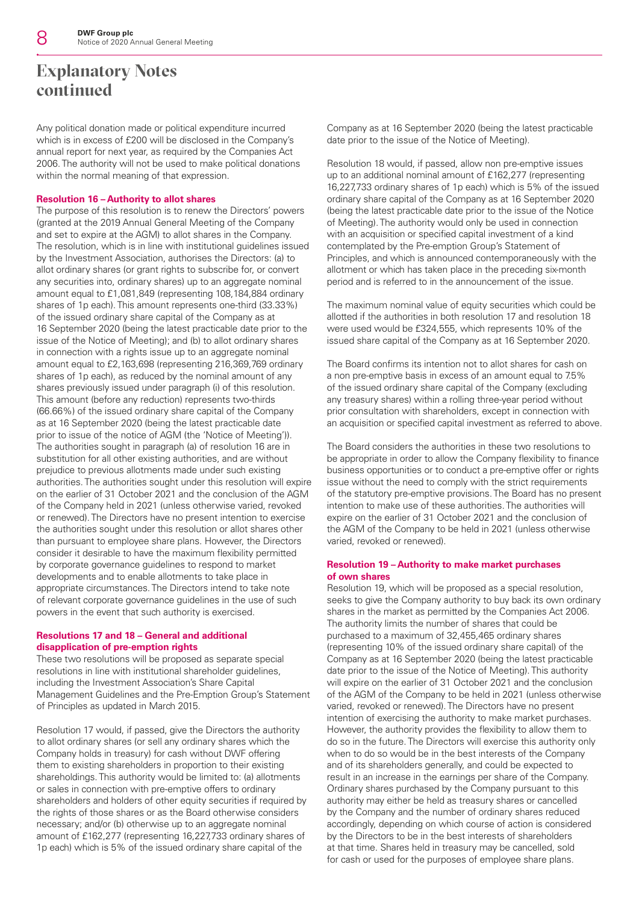# Explanatory Notes continued

Any political donation made or political expenditure incurred which is in excess of £200 will be disclosed in the Company's annual report for next year, as required by the Companies Act 2006. The authority will not be used to make political donations within the normal meaning of that expression.

### Resolution 16 – Authority to allot shares

The purpose of this resolution is to renew the Directors' powers (granted at the 2019 Annual General Meeting of the Company and set to expire at the AGM) to allot shares in the Company. The resolution, which is in line with institutional guidelines issued by the Investment Association, authorises the Directors: (a) to allot ordinary shares (or grant rights to subscribe for, or convert any securities into, ordinary shares) up to an aggregate nominal amount equal to £1,081,849 (representing 108,184,884 ordinary shares of 1p each). This amount represents one-third (33.33%) of the issued ordinary share capital of the Company as at 16 September 2020 (being the latest practicable date prior to the issue of the Notice of Meeting); and (b) to allot ordinary shares in connection with a rights issue up to an aggregate nominal amount equal to £2,163,698 (representing 216,369,769 ordinary shares of 1p each), as reduced by the nominal amount of any shares previously issued under paragraph (i) of this resolution. This amount (before any reduction) represents two-thirds (66.66%) of the issued ordinary share capital of the Company as at 16 September 2020 (being the latest practicable date prior to issue of the notice of AGM (the 'Notice of Meeting')). The authorities sought in paragraph (a) of resolution 16 are in substitution for all other existing authorities, and are without prejudice to previous allotments made under such existing authorities. The authorities sought under this resolution will expire on the earlier of 31 October 2021 and the conclusion of the AGM of the Company held in 2021 (unless otherwise varied, revoked or renewed). The Directors have no present intention to exercise the authorities sought under this resolution or allot shares other than pursuant to employee share plans. However, the Directors consider it desirable to have the maximum flexibility permitted by corporate governance guidelines to respond to market developments and to enable allotments to take place in appropriate circumstances. The Directors intend to take note of relevant corporate governance guidelines in the use of such powers in the event that such authority is exercised.

### Resolutions 17 and 18 – General and additional disapplication of pre-emption rights

These two resolutions will be proposed as separate special resolutions in line with institutional shareholder guidelines, including the Investment Association's Share Capital Management Guidelines and the Pre-Emption Group's Statement of Principles as updated in March 2015.

Resolution 17 would, if passed, give the Directors the authority to allot ordinary shares (or sell any ordinary shares which the Company holds in treasury) for cash without DWF offering them to existing shareholders in proportion to their existing shareholdings. This authority would be limited to: (a) allotments or sales in connection with pre-emptive offers to ordinary shareholders and holders of other equity securities if required by the rights of those shares or as the Board otherwise considers necessary; and/or (b) otherwise up to an aggregate nominal amount of £162,277 (representing 16,227,733 ordinary shares of 1p each) which is 5% of the issued ordinary share capital of the Company as at 16 September 2020 (being the latest practicable date prior to the issue of the Notice of Meeting).

Resolution 18 would, if passed, allow non pre-emptive issues up to an additional nominal amount of £162,277 (representing 16,227,733 ordinary shares of 1p each) which is 5% of the issued ordinary share capital of the Company as at 16 September 2020 (being the latest practicable date prior to the issue of the Notice of Meeting). The authority would only be used in connection with an acquisition or specified capital investment of a kind contemplated by the Pre-emption Group's Statement of Principles, and which is announced contemporaneously with the allotment or which has taken place in the preceding six-month period and is referred to in the announcement of the issue.

The maximum nominal value of equity securities which could be allotted if the authorities in both resolution 17 and resolution 18 were used would be £324,555, which represents 10% of the issued share capital of the Company as at 16 September 2020.

The Board confirms its intention not to allot shares for cash on a non pre-emptive basis in excess of an amount equal to 7.5% of the issued ordinary share capital of the Company (excluding any treasury shares) within a rolling three-year period without prior consultation with shareholders, except in connection with an acquisition or specified capital investment as referred to above.

The Board considers the authorities in these two resolutions to be appropriate in order to allow the Company flexibility to finance business opportunities or to conduct a pre-emptive offer or rights issue without the need to comply with the strict requirements of the statutory pre-emptive provisions. The Board has no present intention to make use of these authorities. The authorities will expire on the earlier of 31 October 2021 and the conclusion of the AGM of the Company to be held in 2021 (unless otherwise varied, revoked or renewed).

### Resolution 19 – Authority to make market purchases of own shares

Resolution 19, which will be proposed as a special resolution, seeks to give the Company authority to buy back its own ordinary shares in the market as permitted by the Companies Act 2006. The authority limits the number of shares that could be purchased to a maximum of 32,455,465 ordinary shares (representing 10% of the issued ordinary share capital) of the Company as at 16 September 2020 (being the latest practicable date prior to the issue of the Notice of Meeting). This authority will expire on the earlier of 31 October 2021 and the conclusion of the AGM of the Company to be held in 2021 (unless otherwise varied, revoked or renewed). The Directors have no present intention of exercising the authority to make market purchases. However, the authority provides the flexibility to allow them to do so in the future. The Directors will exercise this authority only when to do so would be in the best interests of the Company and of its shareholders generally, and could be expected to result in an increase in the earnings per share of the Company. Ordinary shares purchased by the Company pursuant to this authority may either be held as treasury shares or cancelled by the Company and the number of ordinary shares reduced accordingly, depending on which course of action is considered by the Directors to be in the best interests of shareholders at that time. Shares held in treasury may be cancelled, sold for cash or used for the purposes of employee share plans.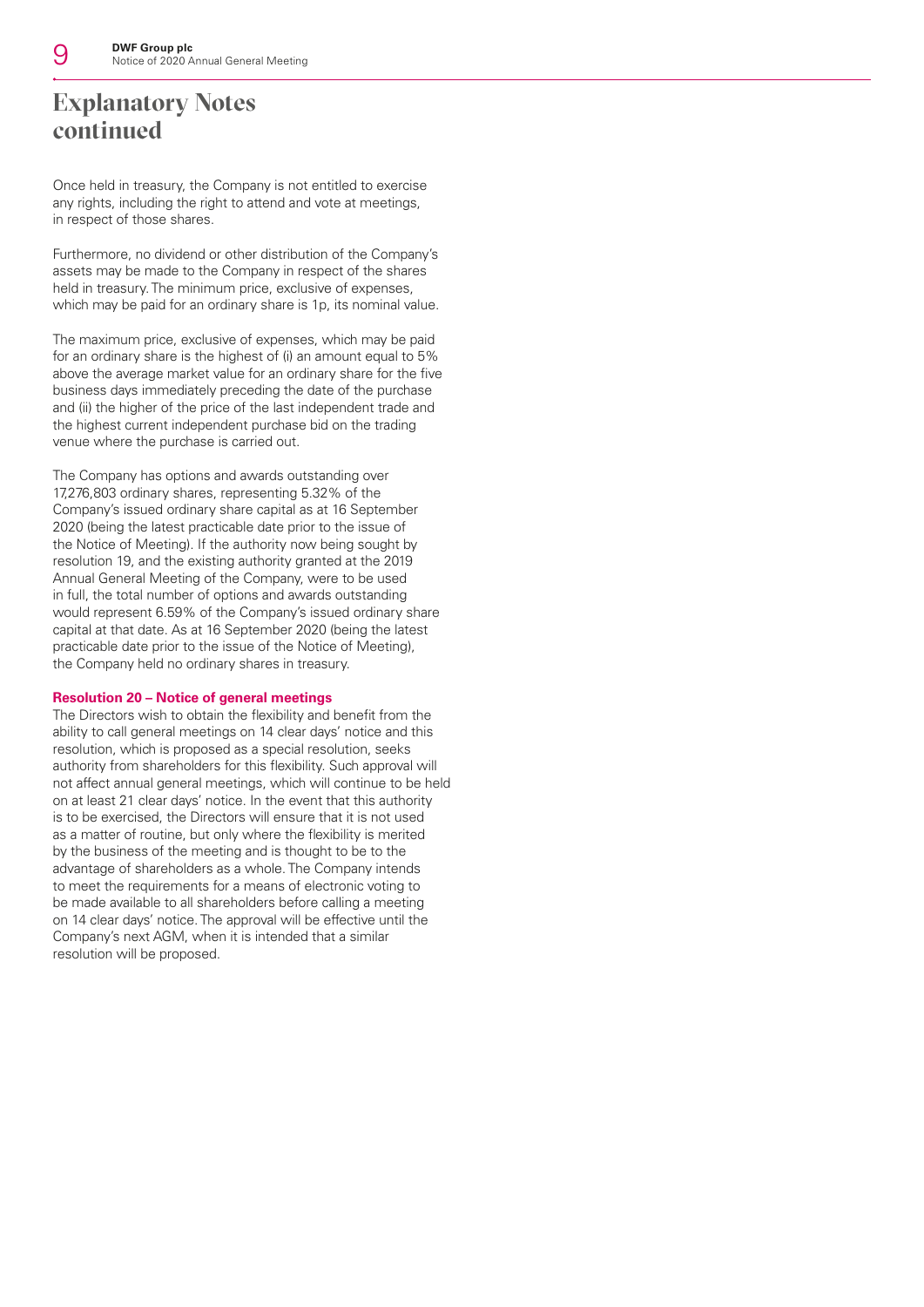# Explanatory Notes continued

Once held in treasury, the Company is not entitled to exercise any rights, including the right to attend and vote at meetings, in respect of those shares.

Furthermore, no dividend or other distribution of the Company's assets may be made to the Company in respect of the shares held in treasury. The minimum price, exclusive of expenses, which may be paid for an ordinary share is 1p, its nominal value.

The maximum price, exclusive of expenses, which may be paid for an ordinary share is the highest of (i) an amount equal to 5% above the average market value for an ordinary share for the five business days immediately preceding the date of the purchase and (ii) the higher of the price of the last independent trade and the highest current independent purchase bid on the trading venue where the purchase is carried out.

The Company has options and awards outstanding over 17,276,803 ordinary shares, representing 5.32% of the Company's issued ordinary share capital as at 16 September 2020 (being the latest practicable date prior to the issue of the Notice of Meeting). If the authority now being sought by resolution 19, and the existing authority granted at the 2019 Annual General Meeting of the Company, were to be used in full, the total number of options and awards outstanding would represent 6.59% of the Company's issued ordinary share capital at that date. As at 16 September 2020 (being the latest practicable date prior to the issue of the Notice of Meeting), the Company held no ordinary shares in treasury.

**Resolution 20 – Notice of general meetings**

The Directors wish to obtain the flexibility and benefit from the ability to call general meetings on 14 clear days' notice and this resolution, which is proposed as a special resolution, seeks authority from shareholders for this flexibility. Such approval will not affect annual general meetings, which will continue to be held on at least 21 clear days' notice. In the event that this authority is to be exercised, the Directors will ensure that it is not used as a matter of routine, but only where the flexibility is merited by the business of the meeting and is thought to be to the advantage of shareholders as a whole. The Company intends to meet the requirements for a means of electronic voting to be made available to all shareholders before calling a meeting on 14 clear days' notice. The approval will be effective until the Company's next AGM, when it is intended that a similar resolution will be proposed.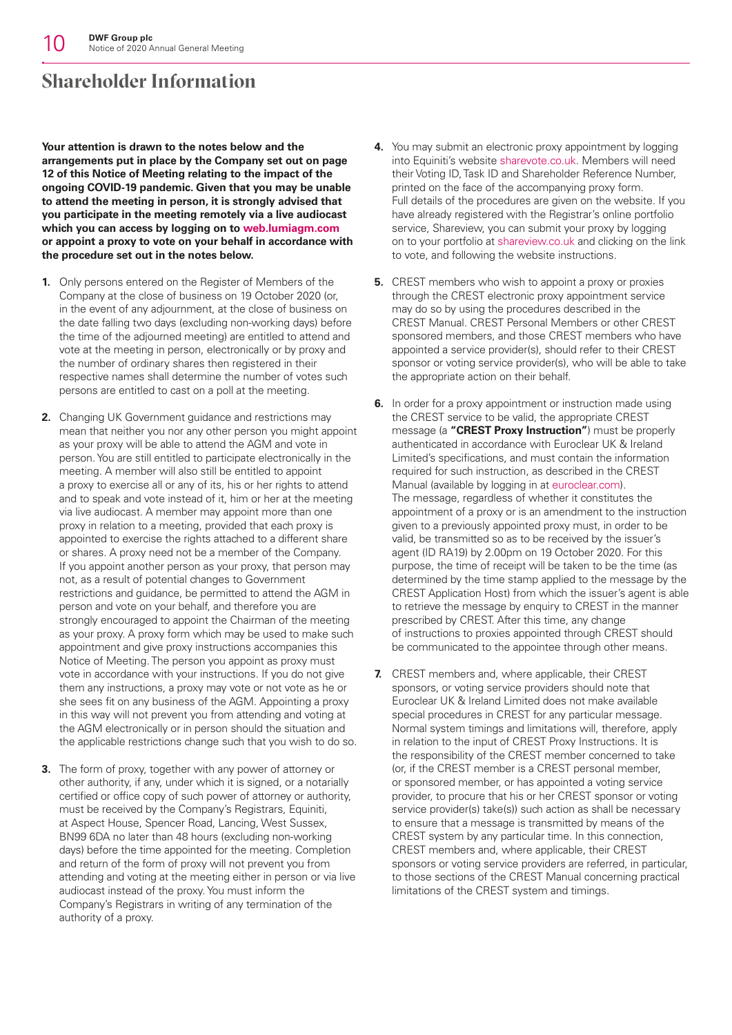# Shareholder Information

**Your attention is drawn to the notes below and the arrangements put in place by the Company set out on page 12 of this Notice of Meeting relating to the impact of the ongoing COVID-19 pandemic. Given that you may be unable to attend the meeting in person, it is strongly advised that you participate in the meeting remotely via a live audiocast which you can access by logging on to web.lumiagm.com or appoint a proxy to vote on your behalf in accordance with the procedure set out in the notes below.**

1. Only persons entered on the Register of Members of the Company at the close of business on 19 October 2020 (or, in the event of any adjournment, at the close of business on the date falling two days (excluding non-working days) before the time of the adjourned meeting) are entitled to attend and vote at the meeting in person, electronically or by proxy and the number of ordinary shares then registered in their respective names shall determine the number of votes such persons are entitled to cast on a poll at the meeting.

2. Changing UK Government guidance and restrictions may mean that neither you nor any other person you might appoint as your proxy will be able to attend the AGM and vote in person. You are still entitled to participate electronically in the meeting. A member will also still be entitled to appoint a proxy to exercise all or any of its, his or her rights to attend and to speak and vote instead of it, him or her at the meeting via live audiocast. A member may appoint more than one proxy in relation to a meeting, provided that each proxy is appointed to exercise the rights attached to a different share or shares. A proxy need not be a member of the Company. If you appoint another person as your proxy, that person may not, as a result of potential changes to Government restrictions and guidance, be permitted to attend the AGM in person and vote on your behalf, and therefore you are strongly encouraged to appoint the Chairman of the meeting as your proxy. A proxy form which may be used to make such appointment and give proxy instructions accompanies this Notice of Meeting. The person you appoint as proxy must vote in accordance with your instructions. If you do not give them any instructions, a proxy may vote or not vote as he or she sees fit on any business of the AGM. Appointing a proxy in this way will not prevent you from attending and voting at the AGM electronically or in person should the situation and the applicable restrictions change such that you wish to do so.

3. The form of proxy, together with any power of attorney or other authority, if any, under which it is signed, or a notarially certified or office copy of such power of attorney or authority, must be received by the Company's Registrars, Equiniti, at Aspect House, Spencer Road, Lancing, West Sussex, BN99 6DA no later than 48 hours (excluding non-working days) before the time appointed for the meeting. Completion and return of the form of proxy will not prevent you from attending and voting at the meeting either in person or via live audiocast instead of the proxy. You must inform the Company's Registrars in writing of any termination of the authority of a proxy.

4. You may submit an electronic proxy appointment by logging into Equiniti's website sharevote.co.uk. Members will need their Voting ID, Task ID and Shareholder Reference Number, printed on the face of the accompanying proxy form. Full details of the procedures are given on the website. If you have already registered with the Registrar's online portfolio service, Shareview, you can submit your proxy by logging on to your portfolio at shareview.co.uk and clicking on the link to vote, and following the website instructions.

5. CREST members who wish to appoint a proxy or proxies through the CREST electronic proxy appointment service may do so by using the procedures described in the CREST Manual. CREST Personal Members or other CREST sponsored members, and those CREST members who have appointed a service provider(s), should refer to their CREST sponsor or voting service provider(s), who will be able to take the appropriate action on their behalf.

6. In order for a proxy appointment or instruction made using the CREST service to be valid, the appropriate CREST message (a **"CREST Proxy Instruction"**) must be properly authenticated in accordance with Euroclear UK & Ireland Limited's specifications, and must contain the information required for such instruction, as described in the CREST Manual (available by logging in at euroclear.com). The message, regardless of whether it constitutes the appointment of a proxy or is an amendment to the instruction given to a previously appointed proxy must, in order to be valid, be transmitted so as to be received by the issuer's agent (ID RA19) by 2.00pm on 19 October 2020. For this purpose, the time of receipt will be taken to be the time (as determined by the time stamp applied to the message by the CREST Application Host) from which the issuer's agent is able to retrieve the message by enquiry to CREST in the manner prescribed by CREST. After this time, any change of instructions to proxies appointed through CREST should be communicated to the appointee through other means.

7. CREST members and, where applicable, their CREST sponsors, or voting service providers should note that Euroclear UK & Ireland Limited does not make available special procedures in CREST for any particular message. Normal system timings and limitations will, therefore, apply in relation to the input of CREST Proxy Instructions. It is the responsibility of the CREST member concerned to take (or, if the CREST member is a CREST personal member, or sponsored member, or has appointed a voting service provider, to procure that his or her CREST sponsor or voting service provider(s) take(s)) such action as shall be necessary to ensure that a message is transmitted by means of the CREST system by any particular time. In this connection, CREST members and, where applicable, their CREST sponsors or voting service providers are referred, in particular, to those sections of the CREST Manual concerning practical limitations of the CREST system and timings.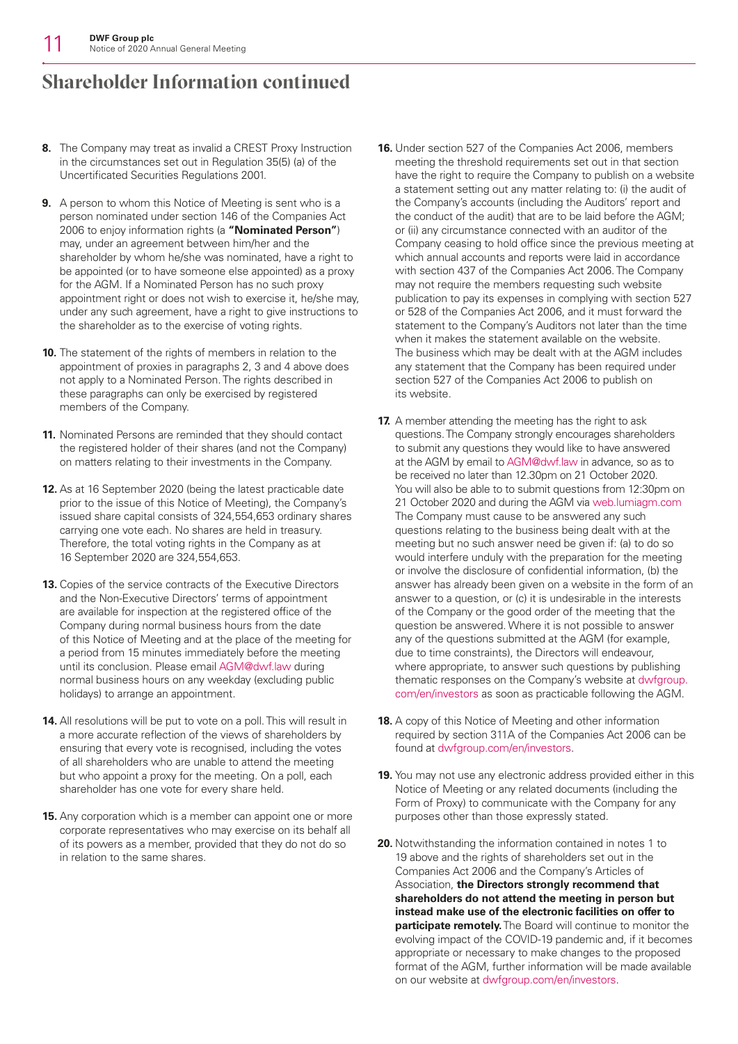# Shareholder Information continued

8. The Company may treat as invalid a CREST Proxy Instruction in the circumstances set out in Regulation 35(5) (a) of the Uncertificated Securities Regulations 2001.

9. A person to whom this Notice of Meeting is sent who is a person nominated under section 146 of the Companies Act 2006 to enjoy information rights (a **"Nominated Person"**) may, under an agreement between him/her and the shareholder by whom he/she was nominated, have a right to be appointed (or to have someone else appointed) as a proxy for the AGM. If a Nominated Person has no such proxy appointment right or does not wish to exercise it, he/she may, under any such agreement, have a right to give instructions to the shareholder as to the exercise of voting rights.

10. The statement of the rights of members in relation to the appointment of proxies in paragraphs 2, 3 and 4 above does not apply to a Nominated Person. The rights described in these paragraphs can only be exercised by registered members of the Company.

11. Nominated Persons are reminded that they should contact the registered holder of their shares (and not the Company) on matters relating to their investments in the Company.

12. As at 16 September 2020 (being the latest practicable date prior to the issue of this Notice of Meeting), the Company's issued share capital consists of 324,554,653 ordinary shares carrying one vote each. No shares are held in treasury. Therefore, the total voting rights in the Company as at 16 September 2020 are 324,554,653.

13. Copies of the service contracts of the Executive Directors and the Non-Executive Directors' terms of appointment are available for inspection at the registered office of the Company during normal business hours from the date of this Notice of Meeting and at the place of the meeting for a period from 15 minutes immediately before the meeting until its conclusion. Please email AGM@dwf.law during normal business hours on any weekday (excluding public holidays) to arrange an appointment.

14. All resolutions will be put to vote on a poll. This will result in a more accurate reflection of the views of shareholders by ensuring that every vote is recognised, including the votes of all shareholders who are unable to attend the meeting but who appoint a proxy for the meeting. On a poll, each shareholder has one vote for every share held.

15. Any corporation which is a member can appoint one or more corporate representatives who may exercise on its behalf all of its powers as a member, provided that they do not do so in relation to the same shares.

16. Under section 527 of the Companies Act 2006, members meeting the threshold requirements set out in that section have the right to require the Company to publish on a website a statement setting out any matter relating to: (i) the audit of the Company's accounts (including the Auditors' report and the conduct of the audit) that are to be laid before the AGM; or (ii) any circumstance connected with an auditor of the Company ceasing to hold office since the previous meeting at which annual accounts and reports were laid in accordance with section 437 of the Companies Act 2006. The Company may not require the members requesting such website publication to pay its expenses in complying with section 527 or 528 of the Companies Act 2006, and it must forward the statement to the Company's Auditors not later than the time when it makes the statement available on the website. The business which may be dealt with at the AGM includes any statement that the Company has been required under section 527 of the Companies Act 2006 to publish on its website.

17. A member attending the meeting has the right to ask questions. The Company strongly encourages shareholders to submit any questions they would like to have answered at the AGM by email to AGM@dwf.law in advance, so as to be received no later than 12.30pm on 21 October 2020. You will also be able to to submit questions from 12:30pm on 21 October 2020 and during the AGM via web.lumiagm.com The Company must cause to be answered any such questions relating to the business being dealt with at the meeting but no such answer need be given if: (a) to do so would interfere unduly with the preparation for the meeting or involve the disclosure of confidential information, (b) the answer has already been given on a website in the form of an answer to a question, or (c) it is undesirable in the interests of the Company or the good order of the meeting that the question be answered. Where it is not possible to answer any of the questions submitted at the AGM (for example, due to time constraints), the Directors will endeavour, where appropriate, to answer such questions by publishing thematic responses on the Company's website at dwfgroup.com/en/investors as soon as practicable following the AGM.

18. A copy of this Notice of Meeting and other information required by section 311A of the Companies Act 2006 can be found at dwfgroup.com/en/investors.

19. You may not use any electronic address provided either in this Notice of Meeting or any related documents (including the Form of Proxy) to communicate with the Company for any purposes other than those expressly stated.

20. Notwithstanding the information contained in notes 1 to 19 above and the rights of shareholders set out in the Companies Act 2006 and the Company's Articles of Association, **the Directors strongly recommend that shareholders do not attend the meeting in person but instead make use of the electronic facilities on offer to participate remotely.** The Board will continue to monitor the evolving impact of the COVID-19 pandemic and, if it becomes appropriate or necessary to make changes to the proposed format of the AGM, further information will be made available on our website at dwfgroup.com/en/investors.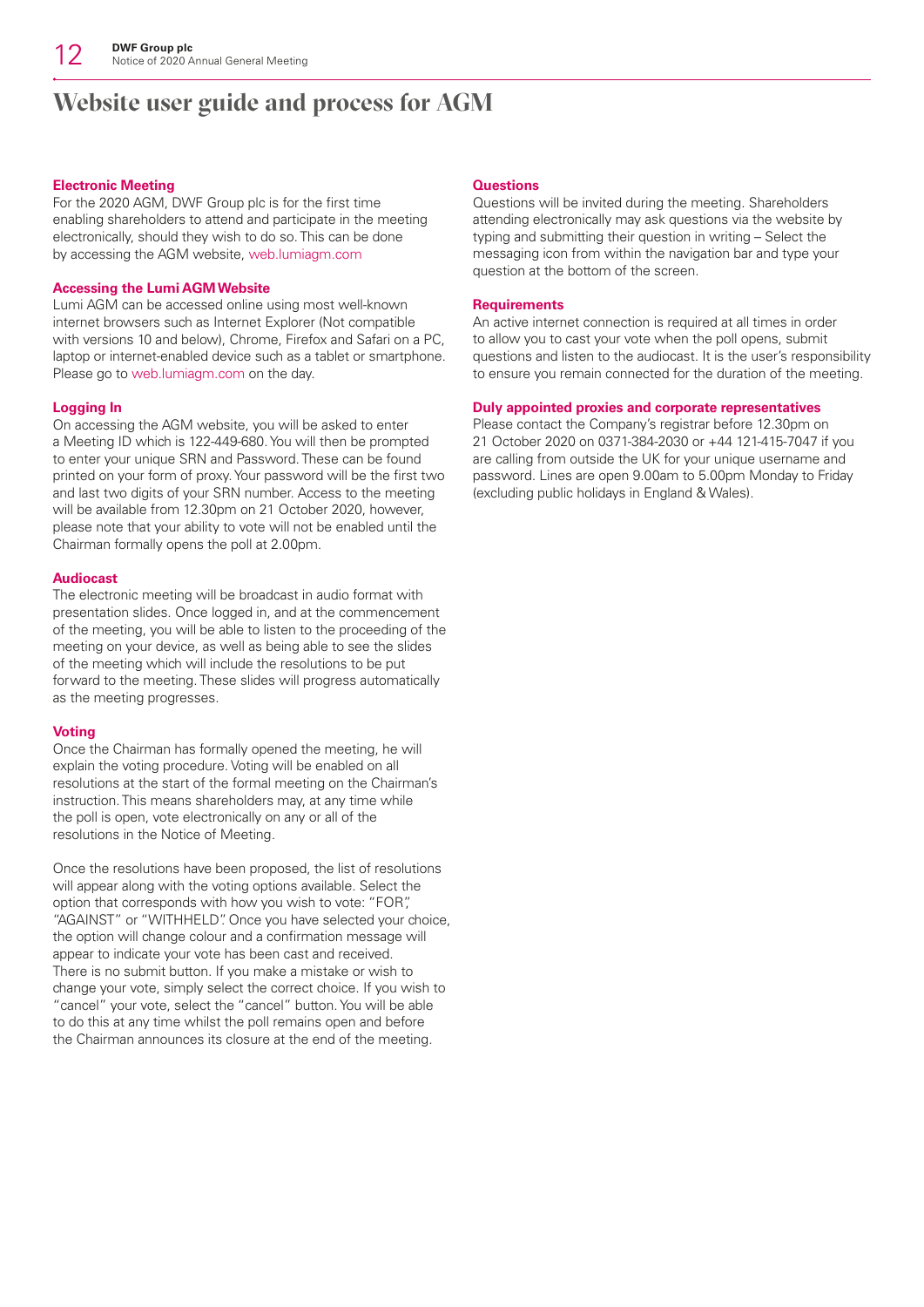# Website user guide and process for AGM

### Electronic Meeting

For the 2020 AGM, DWF Group plc is for the first time enabling shareholders to attend and participate in the meeting electronically, should they wish to do so. This can be done by accessing the AGM website, web.lumiagm.com

### Accessing the Lumi AGM Website

Lumi AGM can be accessed online using most well-known internet browsers such as Internet Explorer (Not compatible with versions 10 and below), Chrome, Firefox and Safari on a PC, laptop or internet-enabled device such as a tablet or smartphone. Please go to web.lumiagm.com on the day.

### Logging In

On accessing the AGM website, you will be asked to enter a Meeting ID which is 122-449-680. You will then be prompted to enter your unique SRN and Password. These can be found printed on your form of proxy. Your password will be the first two and last two digits of your SRN number. Access to the meeting will be available from 12.30pm on 21 October 2020, however, please note that your ability to vote will not be enabled until the Chairman formally opens the poll at 2.00pm.

### Audiocast

The electronic meeting will be broadcast in audio format with presentation slides. Once logged in, and at the commencement of the meeting, you will be able to listen to the proceeding of the meeting on your device, as well as being able to see the slides of the meeting which will include the resolutions to be put forward to the meeting. These slides will progress automatically as the meeting progresses.

### Voting

Once the Chairman has formally opened the meeting, he will explain the voting procedure. Voting will be enabled on all resolutions at the start of the formal meeting on the Chairman's instruction. This means shareholders may, at any time while the poll is open, vote electronically on any or all of the resolutions in the Notice of Meeting.

Once the resolutions have been proposed, the list of resolutions will appear along with the voting options available. Select the option that corresponds with how you wish to vote: "FOR", "AGAINST" or "WITHHELD". Once you have selected your choice, the option will change colour and a confirmation message will appear to indicate your vote has been cast and received. There is no submit button. If you make a mistake or wish to change your vote, simply select the correct choice. If you wish to "cancel" your vote, select the "cancel" button. You will be able to do this at any time whilst the poll remains open and before the Chairman announces its closure at the end of the meeting.

### Questions

Questions will be invited during the meeting. Shareholders attending electronically may ask questions via the website by typing and submitting their question in writing – Select the messaging icon from within the navigation bar and type your question at the bottom of the screen.

### Requirements

An active internet connection is required at all times in order to allow you to cast your vote when the poll opens, submit questions and listen to the audiocast. It is the user's responsibility to ensure you remain connected for the duration of the meeting.

### Duly appointed proxies and corporate representatives

Please contact the Company's registrar before 12.30pm on 21 October 2020 on 0371-384-2030 or +44 121-415-7047 if you are calling from outside the UK for your unique username and password. Lines are open 9.00am to 5.00pm Monday to Friday (excluding public holidays in England & Wales).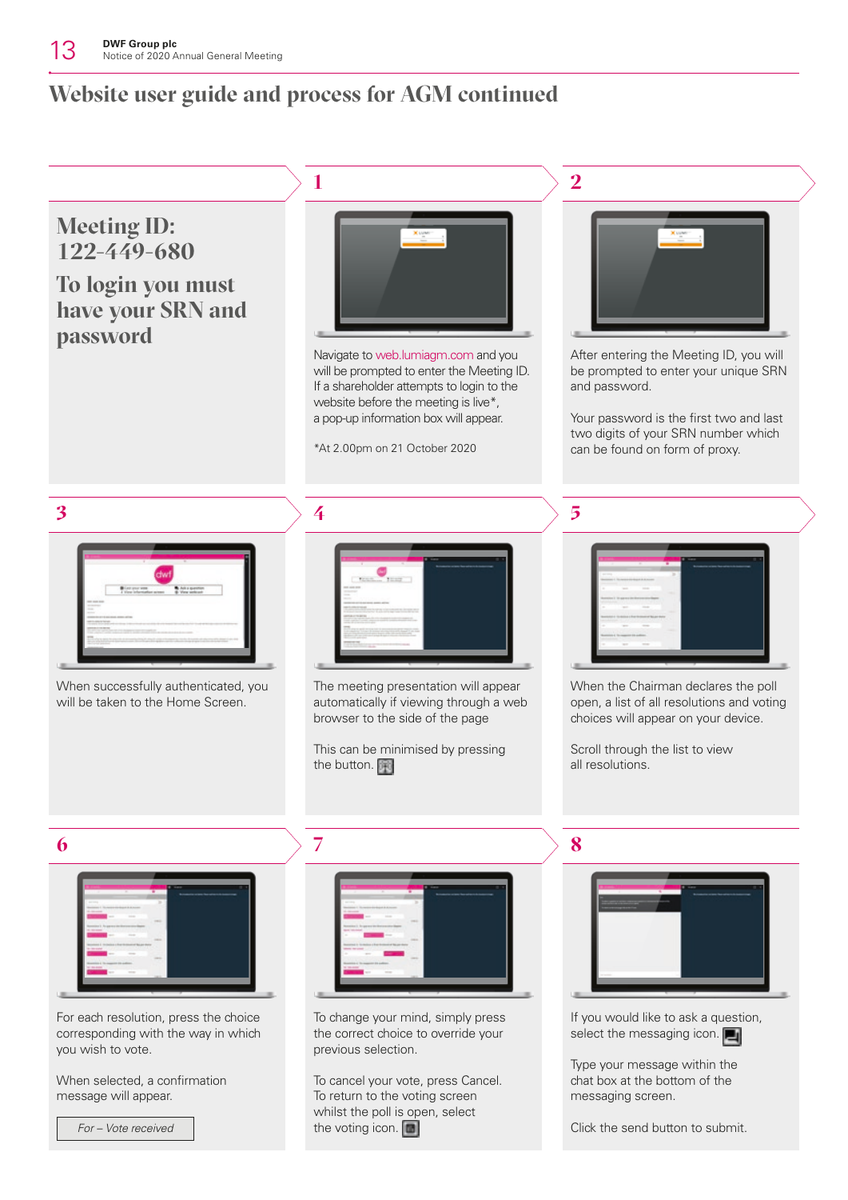# Website user guide and process for AGM continued

## Meeting ID: 122-449-680

## To login you must have your SRN and password

### 1

Navigate to web.lumiagm.com and you will be prompted to enter the Meeting ID. If a shareholder attempts to login to the website before the meeting is live*, a pop-up information box will appear.

*At 2.00pm on 21 October 2020

### 2

After entering the Meeting ID, you will be prompted to enter your unique SRN and password.

Your password is the first two and last two digits of your SRN number which can be found on form of proxy.

### 3

When successfully authenticated, you will be taken to the Home Screen.

### 4

The meeting presentation will appear automatically if viewing through a web browser to the side of the page

This can be minimised by pressing the button.

### 5

When the Chairman declares the poll open, a list of all resolutions and voting choices will appear on your device.

Scroll through the list to view all resolutions.

### 6

For each resolution, press the choice corresponding with the way in which you wish to vote.

When selected, a confirmation message will appear.

*For – Vote received*

### 7

To change your mind, simply press the correct choice to override your previous selection.

To cancel your vote, press Cancel. To return to the voting screen whilst the poll is open, select the voting icon.

### 8

If you would like to ask a question, select the messaging icon.

Type your message within the chat box at the bottom of the messaging screen.

Click the send button to submit.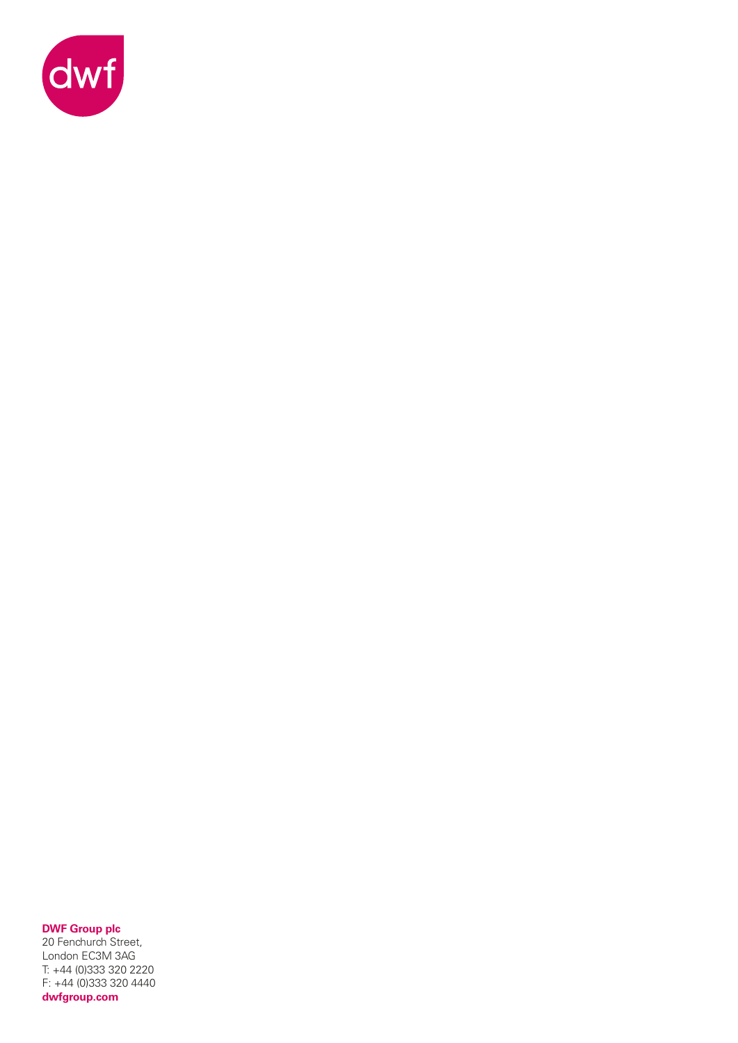**DWF Group plc**
20 Fenchurch Street,
London EC3M 3AG
T: +44 (0)333 320 2220
F: +44 (0)333 320 4440
**dwfgroup.com**